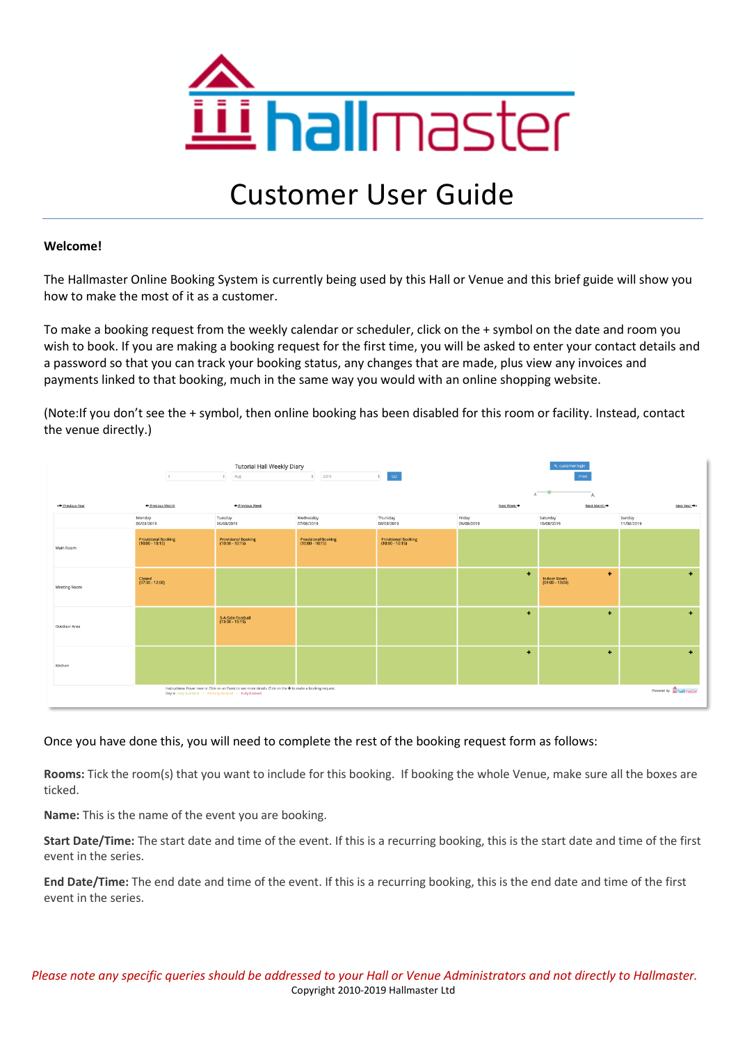# Customer User Guide

**Welcome!**

The Hallmaster Online Booking System is currently being used by this Hall or Venue and this brief guide will show you how to make the most of it as a customer.

To make a booking request from the weekly calendar or scheduler, click on the + symbol on the date and room you wish to book. If you are making a booking request for the first time, you will be asked to enter your contact details and a password so that you can track your booking status, any changes that are made, plus view any invoices and payments linked to that booking, much in the same way you would with an online shopping website.

(Note:If you don't see the + symbol, then online booking has been disabled for this room or facility. Instead, contact the venue directly.)

Once you have done this, you will need to complete the rest of the booking request form as follows:

**Rooms:** Tick the room(s) that you want to include for this booking. If booking the whole Venue, make sure all the boxes are ticked.

**Name:** This is the name of the event you are booking.

**Start Date/Time:** The start date and time of the event. If this is a recurring booking, this is the start date and time of the first event in the series.

**End Date/Time:** The end date and time of the event. If this is a recurring booking, this is the end date and time of the first event in the series.

*Please note any specific queries should be addressed to your Hall or Venue Administrators and not directly to Hallmaster.*

Copyright 2010-2019 Hallmaster Ltd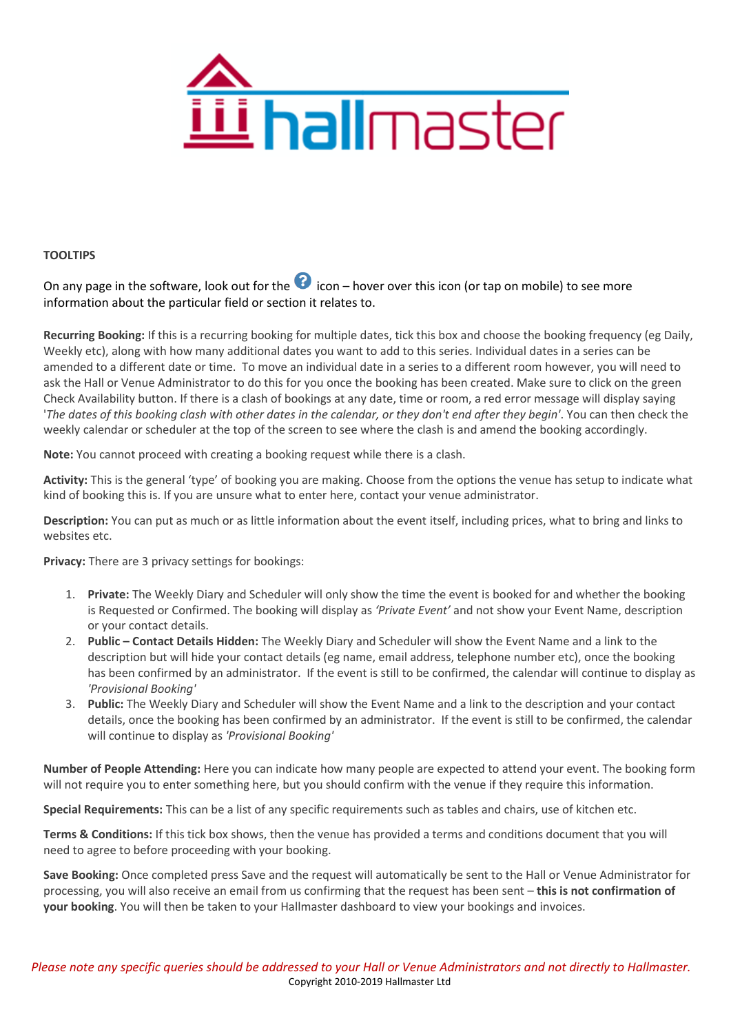**TOOLTIPS**

On any page in the software, look out for the ? icon – hover over this icon (or tap on mobile) to see more information about the particular field or section it relates to.

**Recurring Booking:** If this is a recurring booking for multiple dates, tick this box and choose the booking frequency (eg Daily, Weekly etc), along with how many additional dates you want to add to this series. Individual dates in a series can be amended to a different date or time. To move an individual date in a series to a different room however, you will need to ask the Hall or Venue Administrator to do this for you once the booking has been created. Make sure to click on the green Check Availability button. If there is a clash of bookings at any date, time or room, a red error message will display saying '*The dates of this booking clash with other dates in the calendar, or they don't end after they begin*'. You can then check the weekly calendar or scheduler at the top of the screen to see where the clash is and amend the booking accordingly.

**Note:** You cannot proceed with creating a booking request while there is a clash.

**Activity:** This is the general 'type' of booking you are making. Choose from the options the venue has setup to indicate what kind of booking this is. If you are unsure what to enter here, contact your venue administrator.

**Description:** You can put as much or as little information about the event itself, including prices, what to bring and links to websites etc.

**Privacy:** There are 3 privacy settings for bookings:

1. **Private:** The Weekly Diary and Scheduler will only show the time the event is booked for and whether the booking is Requested or Confirmed. The booking will display as *'Private Event'* and not show your Event Name, description or your contact details.
2. **Public – Contact Details Hidden:** The Weekly Diary and Scheduler will show the Event Name and a link to the description but will hide your contact details (eg name, email address, telephone number etc), once the booking has been confirmed by an administrator. If the event is still to be confirmed, the calendar will continue to display as *'Provisional Booking'*
3. **Public:** The Weekly Diary and Scheduler will show the Event Name and a link to the description and your contact details, once the booking has been confirmed by an administrator. If the event is still to be confirmed, the calendar will continue to display as *'Provisional Booking'*

**Number of People Attending:** Here you can indicate how many people are expected to attend your event. The booking form will not require you to enter something here, but you should confirm with the venue if they require this information.

**Special Requirements:** This can be a list of any specific requirements such as tables and chairs, use of kitchen etc.

**Terms & Conditions:** If this tick box shows, then the venue has provided a terms and conditions document that you will need to agree to before proceeding with your booking.

**Save Booking:** Once completed press Save and the request will automatically be sent to the Hall or Venue Administrator for processing, you will also receive an email from us confirming that the request has been sent – **this is not confirmation of your booking**. You will then be taken to your Hallmaster dashboard to view your bookings and invoices.

*Please note any specific queries should be addressed to your Hall or Venue Administrators and not directly to Hallmaster.*

Copyright 2010-2019 Hallmaster Ltd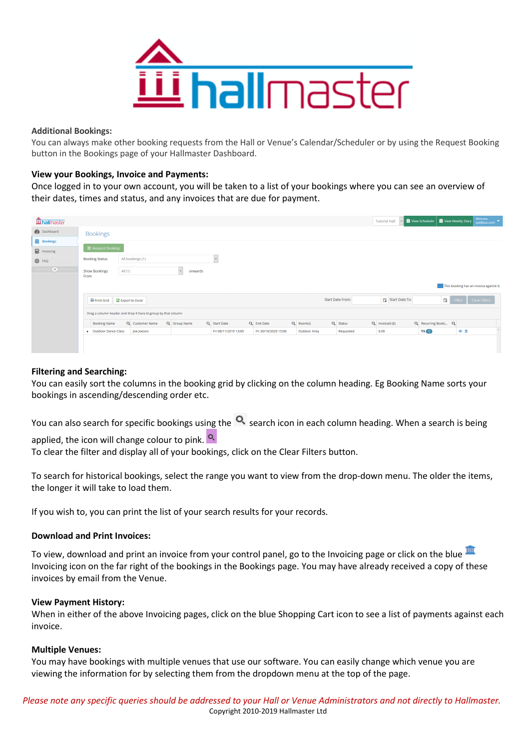**Additional Bookings:**

You can always make other booking requests from the Hall or Venue's Calendar/Scheduler or by using the Request Booking button in the Bookings page of your Hallmaster Dashboard.

**View your Bookings, Invoice and Payments:**

Once logged in to your own account, you will be taken to a list of your bookings where you can see an overview of their dates, times and status, and any invoices that are due for payment.

**Filtering and Searching:**

You can easily sort the columns in the booking grid by clicking on the column heading. Eg Booking Name sorts your bookings in ascending/descending order etc.

You can also search for specific bookings using the search icon in each column heading. When a search is being applied, the icon will change colour to pink.

To clear the filter and display all of your bookings, click on the Clear Filters button.

To search for historical bookings, select the range you want to view from the drop-down menu. The older the items, the longer it will take to load them.

If you wish to, you can print the list of your search results for your records.

**Download and Print Invoices:**

To view, download and print an invoice from your control panel, go to the Invoicing page or click on the blue Invoicing icon on the far right of the bookings in the Bookings page. You may have already received a copy of these invoices by email from the Venue.

**View Payment History:**

When in either of the above Invoicing pages, click on the blue Shopping Cart icon to see a list of payments against each invoice.

**Multiple Venues:**

You may have bookings with multiple venues that use our software. You can easily change which venue you are viewing the information for by selecting them from the dropdown menu at the top of the page.

*Please note any specific queries should be addressed to your Hall or Venue Administrators and not directly to Hallmaster.*

Copyright 2010-2019 Hallmaster Ltd